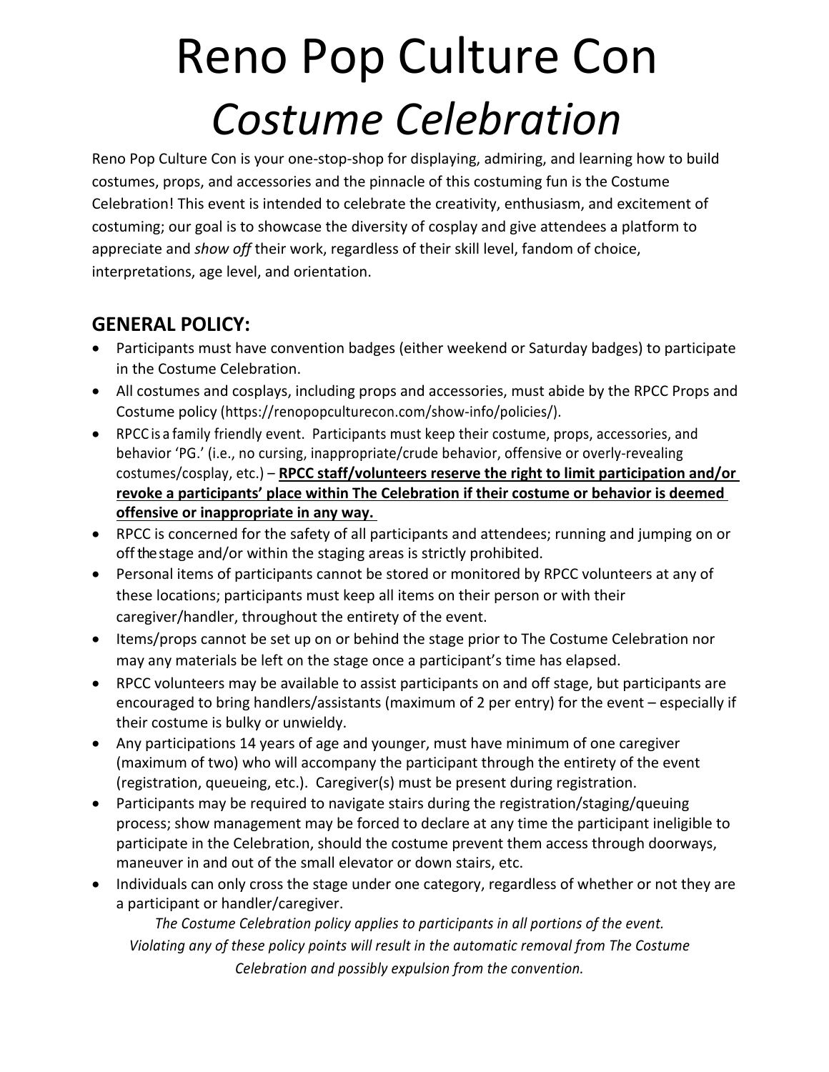# Reno Pop Culture Con
# *Costume Celebration*

Reno Pop Culture Con is your one-stop-shop for displaying, admiring, and learning how to build costumes, props, and accessories and the pinnacle of this costuming fun is the Costume Celebration! This event is intended to celebrate the creativity, enthusiasm, and excitement of costuming; our goal is to showcase the diversity of cosplay and give attendees a platform to appreciate and *show off* their work, regardless of their skill level, fandom of choice, interpretations, age level, and orientation.

## GENERAL POLICY:

- Participants must have convention badges (either weekend or Saturday badges) to participate in the Costume Celebration.
- All costumes and cosplays, including props and accessories, must abide by the RPCC Props and Costume policy (https://renopopculturecon.com/show-info/policies/).
- RPCC is a family friendly event. Participants must keep their costume, props, accessories, and behavior 'PG.' (i.e., no cursing, inappropriate/crude behavior, offensive or overly-revealing costumes/cosplay, etc.) – **<u>RPCC staff/volunteers reserve the right to limit participation and/or revoke a participants' place within The Celebration if their costume or behavior is deemed offensive or inappropriate in any way.</u>**
- RPCC is concerned for the safety of all participants and attendees; running and jumping on or off the stage and/or within the staging areas is strictly prohibited.
- Personal items of participants cannot be stored or monitored by RPCC volunteers at any of these locations; participants must keep all items on their person or with their caregiver/handler, throughout the entirety of the event.
- Items/props cannot be set up on or behind the stage prior to The Costume Celebration nor may any materials be left on the stage once a participant's time has elapsed.
- RPCC volunteers may be available to assist participants on and off stage, but participants are encouraged to bring handlers/assistants (maximum of 2 per entry) for the event – especially if their costume is bulky or unwieldy.
- Any participations 14 years of age and younger, must have minimum of one caregiver (maximum of two) who will accompany the participant through the entirety of the event (registration, queueing, etc.). Caregiver(s) must be present during registration.
- Participants may be required to navigate stairs during the registration/staging/queuing process; show management may be forced to declare at any time the participant ineligible to participate in the Celebration, should the costume prevent them access through doorways, maneuver in and out of the small elevator or down stairs, etc.
- Individuals can only cross the stage under one category, regardless of whether or not they are a participant or handler/caregiver.

*The Costume Celebration policy applies to participants in all portions of the event. Violating any of these policy points will result in the automatic removal from The Costume Celebration and possibly expulsion from the convention.*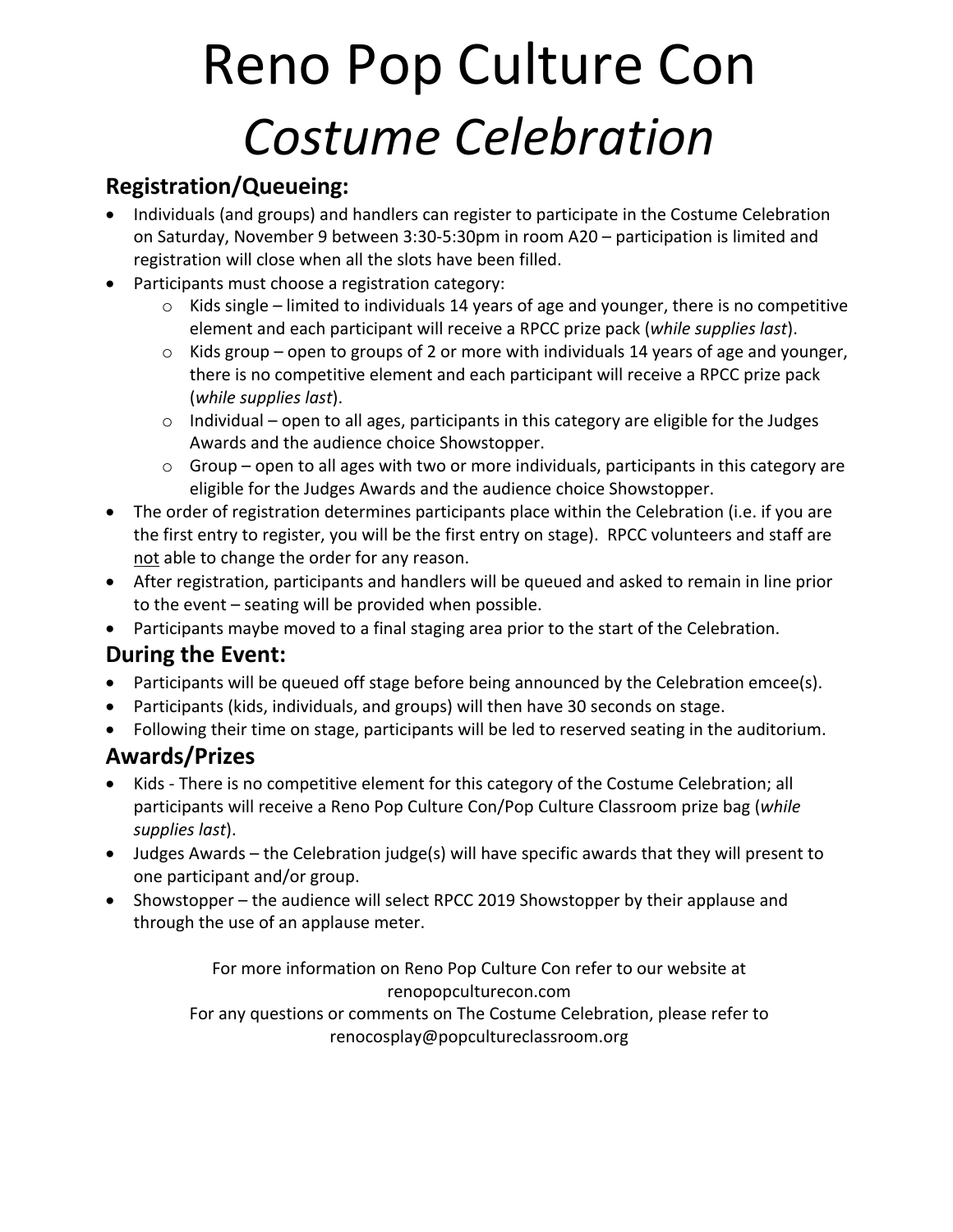# Reno Pop Culture Con

# *Costume Celebration*

## Registration/Queueing:

- Individuals (and groups) and handlers can register to participate in the Costume Celebration on Saturday, November 9 between 3:30-5:30pm in room A20 – participation is limited and registration will close when all the slots have been filled.
- Participants must choose a registration category:
  - Kids single – limited to individuals 14 years of age and younger, there is no competitive element and each participant will receive a RPCC prize pack (*while supplies last*).
  - Kids group – open to groups of 2 or more with individuals 14 years of age and younger, there is no competitive element and each participant will receive a RPCC prize pack (*while supplies last*).
  - Individual – open to all ages, participants in this category are eligible for the Judges Awards and the audience choice Showstopper.
  - Group – open to all ages with two or more individuals, participants in this category are eligible for the Judges Awards and the audience choice Showstopper.
- The order of registration determines participants place within the Celebration (i.e. if you are the first entry to register, you will be the first entry on stage). RPCC volunteers and staff are <u>not</u> able to change the order for any reason.
- After registration, participants and handlers will be queued and asked to remain in line prior to the event – seating will be provided when possible.
- Participants maybe moved to a final staging area prior to the start of the Celebration.

## During the Event:

- Participants will be queued off stage before being announced by the Celebration emcee(s).
- Participants (kids, individuals, and groups) will then have 30 seconds on stage.
- Following their time on stage, participants will be led to reserved seating in the auditorium.

## Awards/Prizes

- Kids - There is no competitive element for this category of the Costume Celebration; all participants will receive a Reno Pop Culture Con/Pop Culture Classroom prize bag (*while supplies last*).
- Judges Awards – the Celebration judge(s) will have specific awards that they will present to one participant and/or group.
- Showstopper – the audience will select RPCC 2019 Showstopper by their applause and through the use of an applause meter.

For more information on Reno Pop Culture Con refer to our website at renopopculturecon.com

For any questions or comments on The Costume Celebration, please refer to renocosplay@popcultureclassroom.org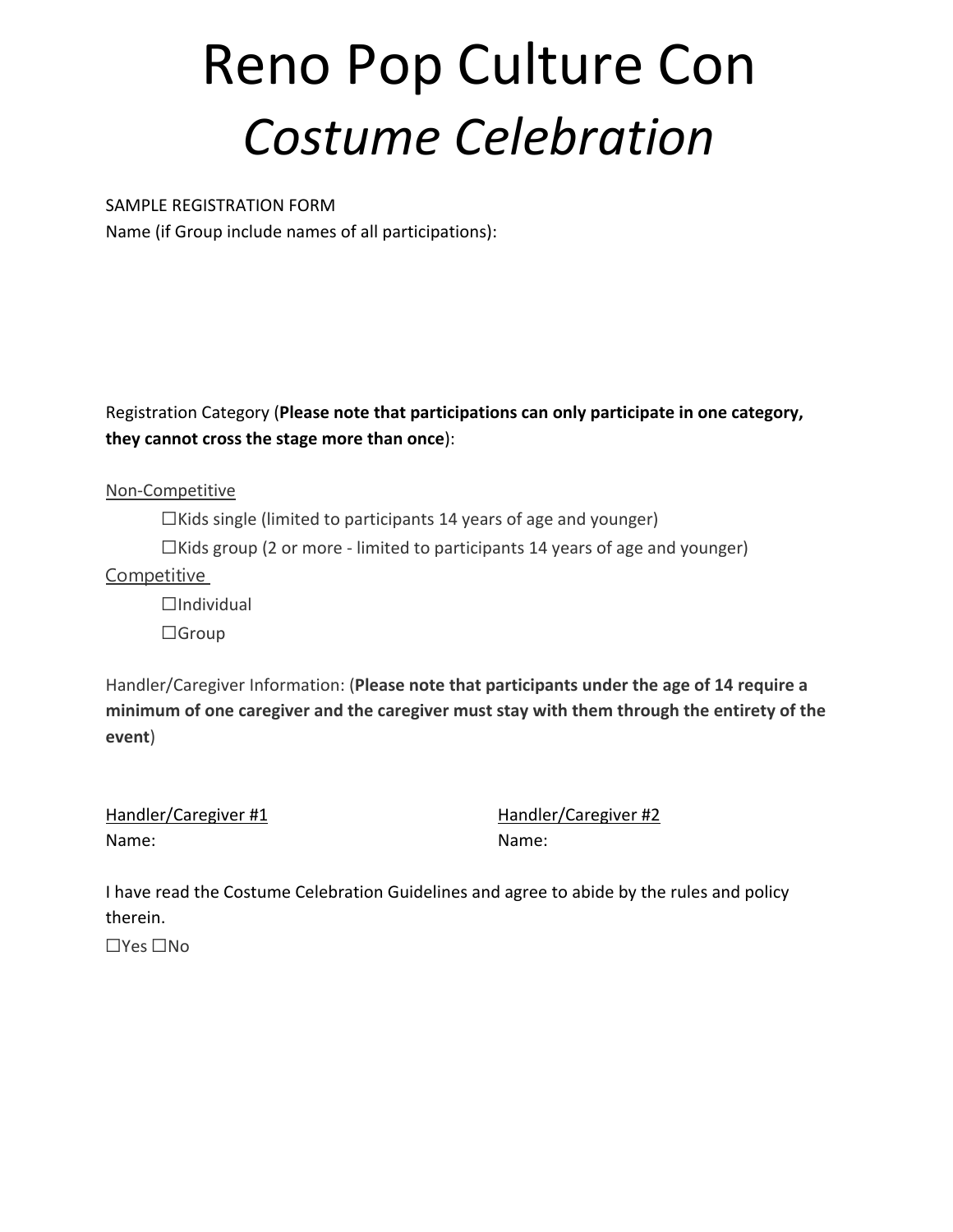# Reno Pop Culture Con

# *Costume Celebration*

SAMPLE REGISTRATION FORM

Name (if Group include names of all participations):

Registration Category (**Please note that participations can only participate in one category, they cannot cross the stage more than once**):

<u>Non-Competitive</u>

- ☐Kids single (limited to participants 14 years of age and younger)
- ☐Kids group (2 or more - limited to participants 14 years of age and younger)

<u>Competitive</u>

- ☐Individual
- ☐Group

Handler/Caregiver Information: (**Please note that participants under the age of 14 require a minimum of one caregiver and the caregiver must stay with them through the entirety of the event**)

<u>Handler/Caregiver #1</u>

Name:

<u>Handler/Caregiver #2</u>

Name:

I have read the Costume Celebration Guidelines and agree to abide by the rules and policy therein.

☐Yes ☐No